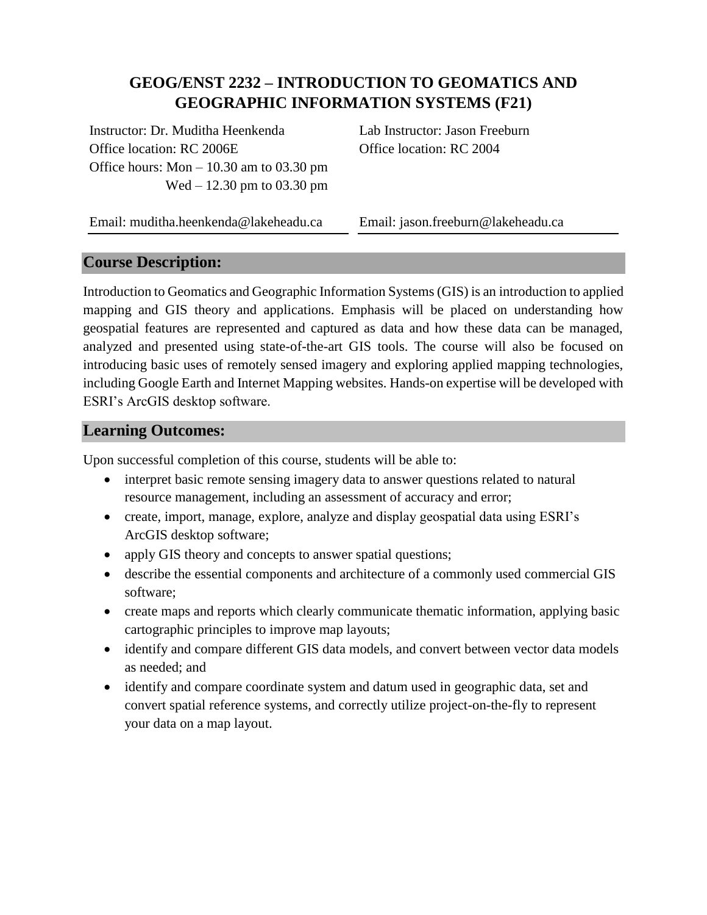# GEOG/ENST 2232 – INTRODUCTION TO GEOMATICS AND GEOGRAPHIC INFORMATION SYSTEMS (F21)

Instructor: Dr. Muditha Heenkenda
Office location: RC 2006E
Office hours: Mon – 10.30 am to 03.30 pm
Wed – 12.30 pm to 03.30 pm

Email: muditha.heenkenda@lakeheadu.ca

Lab Instructor: Jason Freeburn
Office location: RC 2004

Email: jason.freeburn@lakeheadu.ca

## Course Description:

Introduction to Geomatics and Geographic Information Systems (GIS) is an introduction to applied mapping and GIS theory and applications. Emphasis will be placed on understanding how geospatial features are represented and captured as data and how these data can be managed, analyzed and presented using state-of-the-art GIS tools. The course will also be focused on introducing basic uses of remotely sensed imagery and exploring applied mapping technologies, including Google Earth and Internet Mapping websites. Hands-on expertise will be developed with ESRI's ArcGIS desktop software.

## Learning Outcomes:

Upon successful completion of this course, students will be able to:

- interpret basic remote sensing imagery data to answer questions related to natural resource management, including an assessment of accuracy and error;
- create, import, manage, explore, analyze and display geospatial data using ESRI's ArcGIS desktop software;
- apply GIS theory and concepts to answer spatial questions;
- describe the essential components and architecture of a commonly used commercial GIS software;
- create maps and reports which clearly communicate thematic information, applying basic cartographic principles to improve map layouts;
- identify and compare different GIS data models, and convert between vector data models as needed; and
- identify and compare coordinate system and datum used in geographic data, set and convert spatial reference systems, and correctly utilize project-on-the-fly to represent your data on a map layout.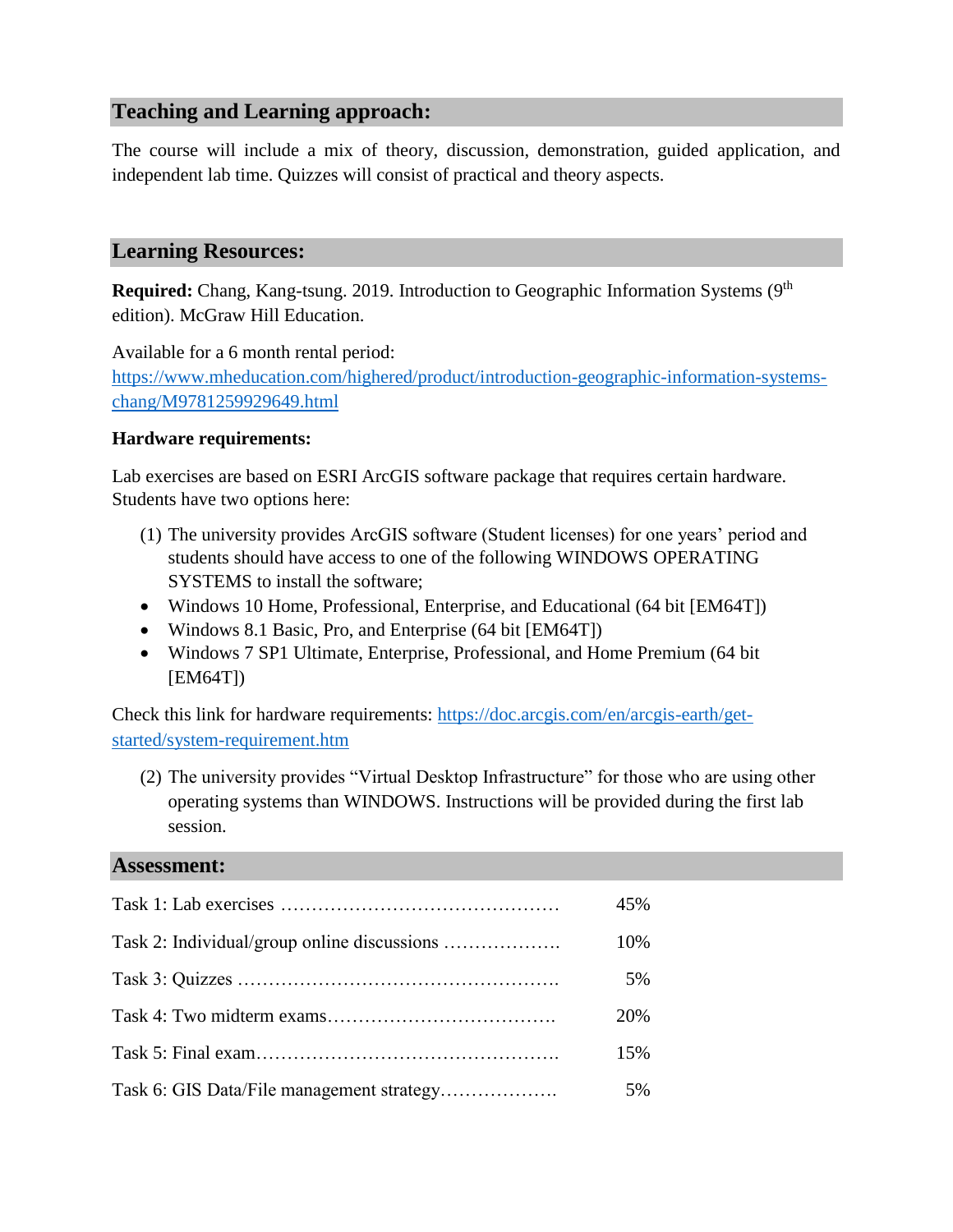## Teaching and Learning approach:

The course will include a mix of theory, discussion, demonstration, guided application, and independent lab time. Quizzes will consist of practical and theory aspects.

## Learning Resources:

**Required:** Chang, Kang-tsung. 2019. Introduction to Geographic Information Systems (9th edition). McGraw Hill Education.

Available for a 6 month rental period: https://www.mheducation.com/highered/product/introduction-geographic-information-systems-chang/M9781259929649.html

**Hardware requirements:**

Lab exercises are based on ESRI ArcGIS software package that requires certain hardware. Students have two options here:

(1) The university provides ArcGIS software (Student licenses) for one years' period and students should have access to one of the following WINDOWS OPERATING SYSTEMS to install the software;

- Windows 10 Home, Professional, Enterprise, and Educational (64 bit [EM64T])
- Windows 8.1 Basic, Pro, and Enterprise (64 bit [EM64T])
- Windows 7 SP1 Ultimate, Enterprise, Professional, and Home Premium (64 bit [EM64T])

Check this link for hardware requirements: https://doc.arcgis.com/en/arcgis-earth/get-started/system-requirement.htm

(2) The university provides "Virtual Desktop Infrastructure" for those who are using other operating systems than WINDOWS. Instructions will be provided during the first lab session.

## Assessment:

| Task | Weight |
|---|---|
| Task 1: Lab exercises | 45% |
| Task 2: Individual/group online discussions | 10% |
| Task 3: Quizzes | 5% |
| Task 4: Two midterm exams | 20% |
| Task 5: Final exam | 15% |
| Task 6: GIS Data/File management strategy | 5% |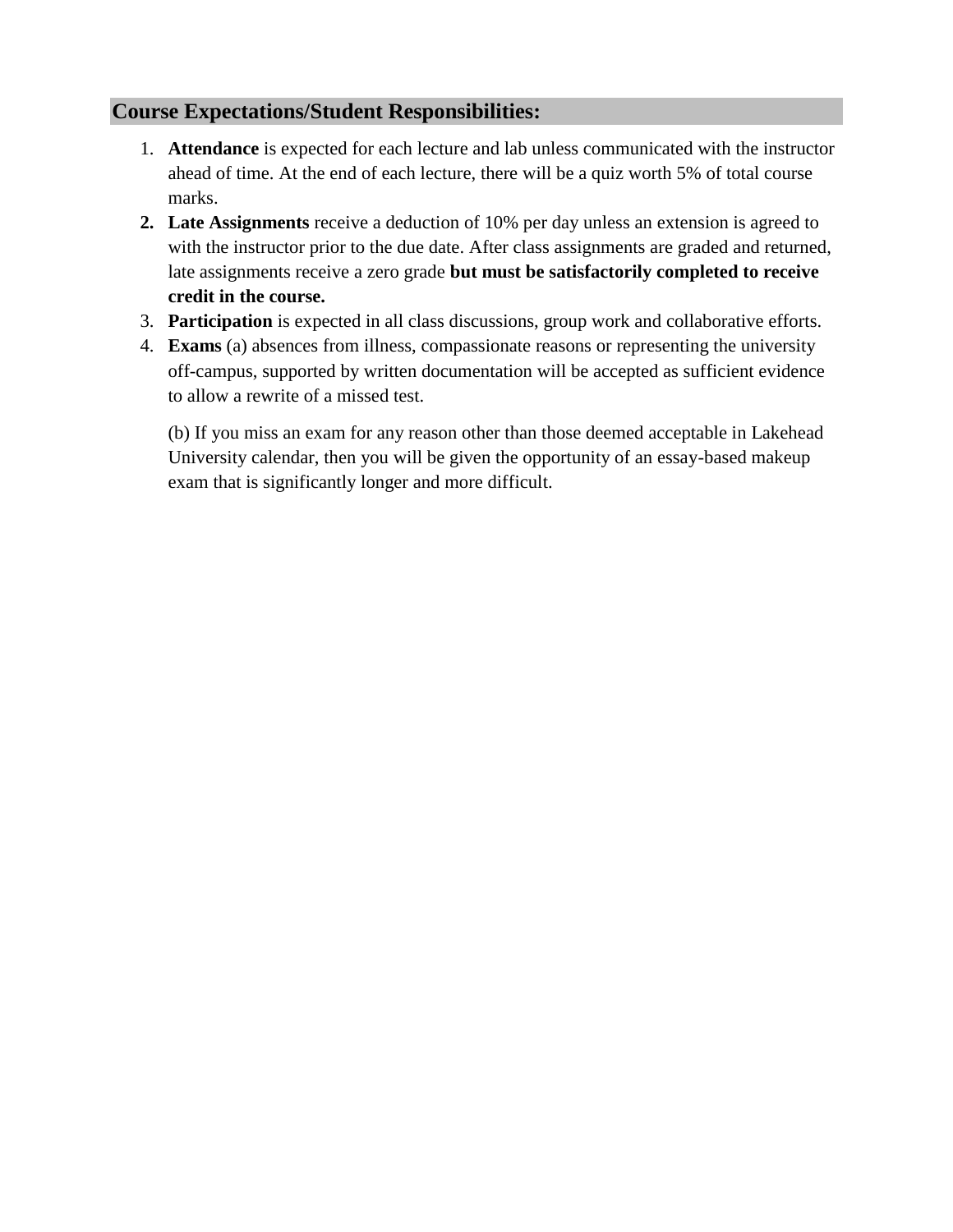## Course Expectations/Student Responsibilities:

1. **Attendance** is expected for each lecture and lab unless communicated with the instructor ahead of time. At the end of each lecture, there will be a quiz worth 5% of total course marks.
2. **Late Assignments** receive a deduction of 10% per day unless an extension is agreed to with the instructor prior to the due date. After class assignments are graded and returned, late assignments receive a zero grade **but must be satisfactorily completed to receive credit in the course.**
3. **Participation** is expected in all class discussions, group work and collaborative efforts.
4. **Exams** (a) absences from illness, compassionate reasons or representing the university off-campus, supported by written documentation will be accepted as sufficient evidence to allow a rewrite of a missed test.

   (b) If you miss an exam for any reason other than those deemed acceptable in Lakehead University calendar, then you will be given the opportunity of an essay-based makeup exam that is significantly longer and more difficult.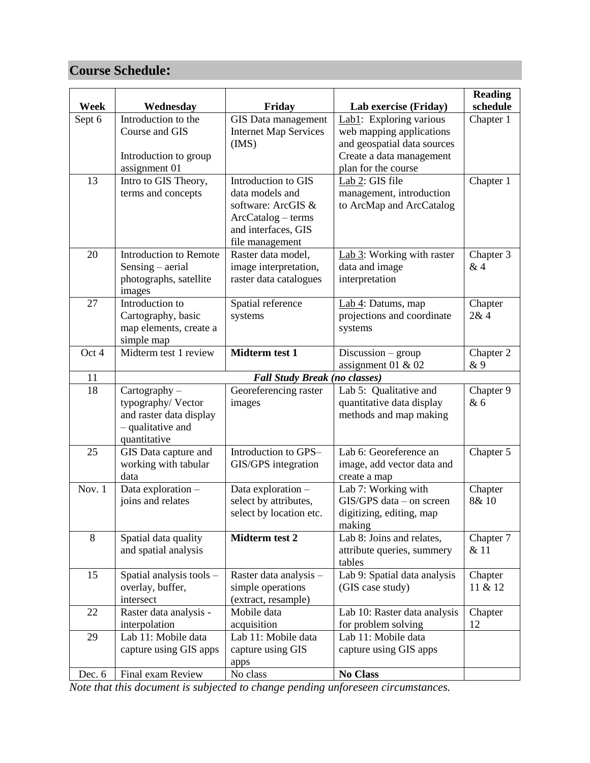## Course Schedule:

| Week | Wednesday | Friday | Lab exercise (Friday) | Reading schedule |
|---|---|---|---|---|
| Sept 6 | Introduction to the Course and GIS<br><br>Introduction to group assignment 01 | GIS Data management Internet Map Services (IMS) | Lab1: Exploring various web mapping applications and geospatial data sources Create a data management plan for the course | Chapter 1 |
| 13 | Intro to GIS Theory, terms and concepts | Introduction to GIS data models and software: ArcGIS & ArcCatalog – terms and interfaces, GIS file management | Lab 2: GIS file management, introduction to ArcMap and ArcCatalog | Chapter 1 |
| 20 | Introduction to Remote Sensing – aerial photographs, satellite images | Raster data model, image interpretation, raster data catalogues | Lab 3: Working with raster data and image interpretation | Chapter 3 & 4 |
| 27 | Introduction to Cartography, basic map elements, create a simple map | Spatial reference systems | Lab 4: Datums, map projections and coordinate systems | Chapter 2& 4 |
| Oct 4 | Midterm test 1 review | **Midterm test 1** | Discussion – group assignment 01 & 02 | Chapter 2 & 9 |
| 11 | ***Fall Study Break (no classes)*** | | | |
| 18 | Cartography – typography/ Vector and raster data display – qualitative and quantitative | Georeferencing raster images | Lab 5: Qualitative and quantitative data display methods and map making | Chapter 9 & 6 |
| 25 | GIS Data capture and working with tabular data | Introduction to GPS– GIS/GPS integration | Lab 6: Georeference an image, add vector data and create a map | Chapter 5 |
| Nov. 1 | Data exploration – joins and relates | Data exploration – select by attributes, select by location etc. | Lab 7: Working with GIS/GPS data – on screen digitizing, editing, map making | Chapter 8& 10 |
| 8 | Spatial data quality and spatial analysis | **Midterm test 2** | Lab 8: Joins and relates, attribute queries, summery tables | Chapter 7 & 11 |
| 15 | Spatial analysis tools – overlay, buffer, intersect | Raster data analysis – simple operations (extract, resample) | Lab 9: Spatial data analysis (GIS case study) | Chapter 11 & 12 |
| 22 | Raster data analysis - interpolation | Mobile data acquisition | Lab 10: Raster data analysis for problem solving | Chapter 12 |
| 29 | Lab 11: Mobile data capture using GIS apps | Lab 11: Mobile data capture using GIS apps | Lab 11: Mobile data capture using GIS apps | |
| Dec. 6 | Final exam Review | No class | **No Class** | |

*Note that this document is subjected to change pending unforeseen circumstances.*